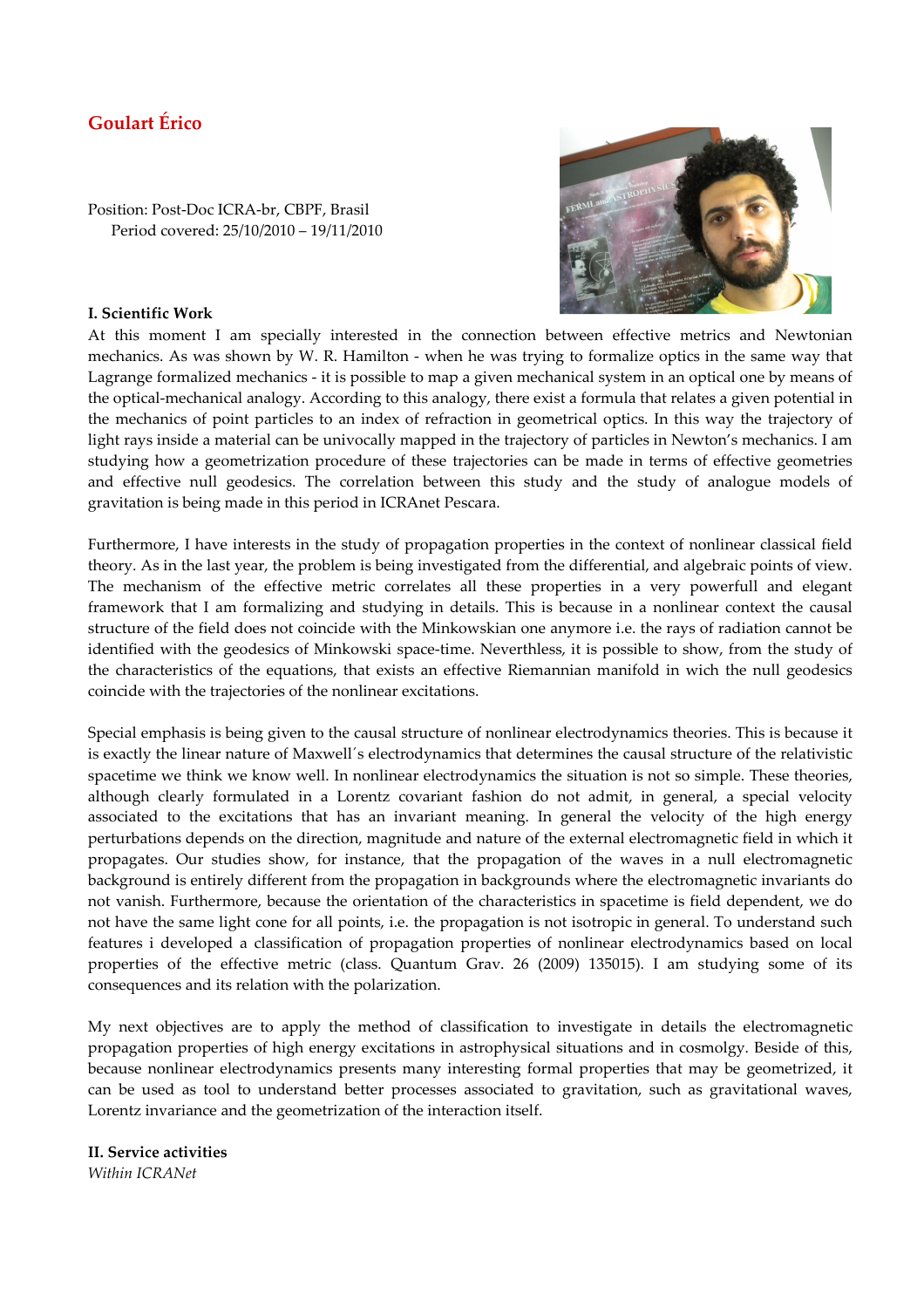# Goulart Érico

Position: Post-Doc ICRA-br, CBPF, Brasil
Period covered: 25/10/2010 – 19/11/2010

### I. Scientific Work

At this moment I am specially interested in the connection between effective metrics and Newtonian mechanics. As was shown by W. R. Hamilton - when he was trying to formalize optics in the same way that Lagrange formalized mechanics - it is possible to map a given mechanical system in an optical one by means of the optical-mechanical analogy. According to this analogy, there exist a formula that relates a given potential in the mechanics of point particles to an index of refraction in geometrical optics. In this way the trajectory of light rays inside a material can be univocally mapped in the trajectory of particles in Newton's mechanics. I am studying how a geometrization procedure of these trajectories can be made in terms of effective geometries and effective null geodesics. The correlation between this study and the study of analogue models of gravitation is being made in this period in ICRAnet Pescara.

Furthermore, I have interests in the study of propagation properties in the context of nonlinear classical field theory. As in the last year, the problem is being investigated from the differential, and algebraic points of view. The mechanism of the effective metric correlates all these properties in a very powerfull and elegant framework that I am formalizing and studying in details. This is because in a nonlinear context the causal structure of the field does not coincide with the Minkowskian one anymore i.e. the rays of radiation cannot be identified with the geodesics of Minkowski space-time. Neverthless, it is possible to show, from the study of the characteristics of the equations, that exists an effective Riemannian manifold in wich the null geodesics coincide with the trajectories of the nonlinear excitations.

Special emphasis is being given to the causal structure of nonlinear electrodynamics theories. This is because it is exactly the linear nature of Maxwell´s electrodynamics that determines the causal structure of the relativistic spacetime we think we know well. In nonlinear electrodynamics the situation is not so simple. These theories, although clearly formulated in a Lorentz covariant fashion do not admit, in general, a special velocity associated to the excitations that has an invariant meaning. In general the velocity of the high energy perturbations depends on the direction, magnitude and nature of the external electromagnetic field in which it propagates. Our studies show, for instance, that the propagation of the waves in a null electromagnetic background is entirely different from the propagation in backgrounds where the electromagnetic invariants do not vanish. Furthermore, because the orientation of the characteristics in spacetime is field dependent, we do not have the same light cone for all points, i.e. the propagation is not isotropic in general. To understand such features i developed a classification of propagation properties of nonlinear electrodynamics based on local properties of the effective metric (class. Quantum Grav. 26 (2009) 135015). I am studying some of its consequences and its relation with the polarization.

My next objectives are to apply the method of classification to investigate in details the electromagnetic propagation properties of high energy excitations in astrophysical situations and in cosmolgy. Beside of this, because nonlinear electrodynamics presents many interesting formal properties that may be geometrized, it can be used as tool to understand better processes associated to gravitation, such as gravitational waves, Lorentz invariance and the geometrization of the interaction itself.

### II. Service activities

*Within ICRANet*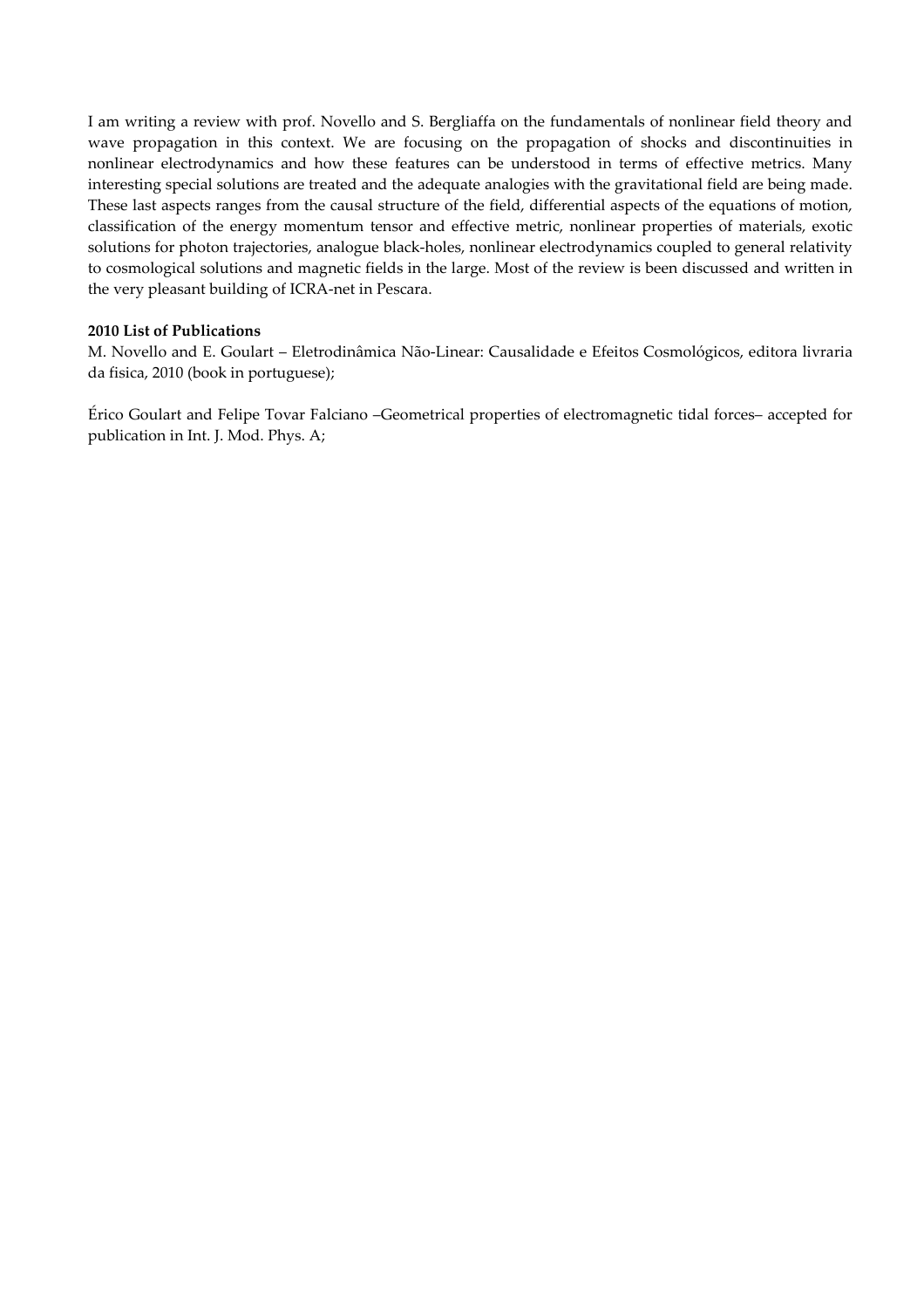I am writing a review with prof. Novello and S. Bergliaffa on the fundamentals of nonlinear field theory and wave propagation in this context. We are focusing on the propagation of shocks and discontinuities in nonlinear electrodynamics and how these features can be understood in terms of effective metrics. Many interesting special solutions are treated and the adequate analogies with the gravitational field are being made. These last aspects ranges from the causal structure of the field, differential aspects of the equations of motion, classification of the energy momentum tensor and effective metric, nonlinear properties of materials, exotic solutions for photon trajectories, analogue black-holes, nonlinear electrodynamics coupled to general relativity to cosmological solutions and magnetic fields in the large. Most of the review is been discussed and written in the very pleasant building of ICRA-net in Pescara.

**2010 List of Publications**

M. Novello and E. Goulart – Eletrodinâmica Não-Linear: Causalidade e Efeitos Cosmológicos, editora livraria da fisica, 2010 (book in portuguese);

Érico Goulart and Felipe Tovar Falciano –Geometrical properties of electromagnetic tidal forces– accepted for publication in Int. J. Mod. Phys. A;